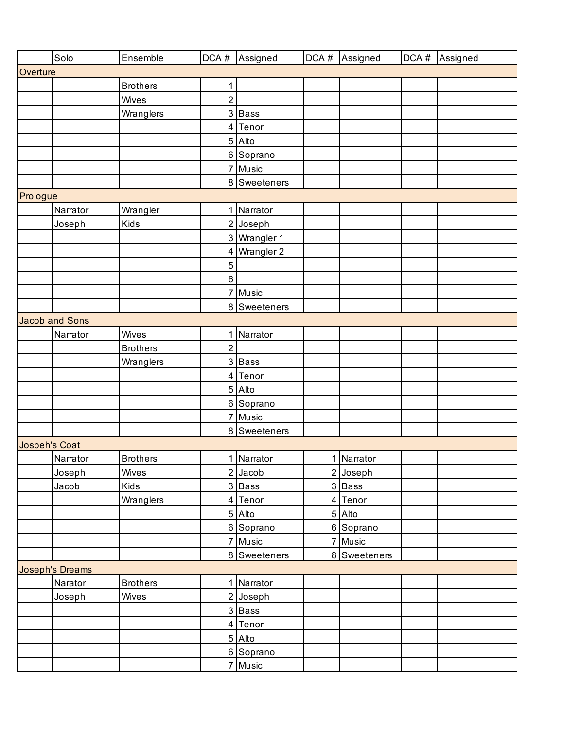| | Solo | Ensemble | DCA # | Assigned | DCA # | Assigned | DCA # | Assigned |
|---|---|---|---|---|---|---|---|---|
| Overture | | | | | | | | |
| | | Brothers | 1 | | | | | |
| | | Wives | 2 | | | | | |
| | | Wranglers | 3 | Bass | | | | |
| | | | 4 | Tenor | | | | |
| | | | 5 | Alto | | | | |
| | | | 6 | Soprano | | | | |
| | | | 7 | Music | | | | |
| | | | 8 | Sweeteners | | | | |
| Prologue | | | | | | | | |
| | Narrator | Wrangler | 1 | Narrator | | | | |
| | Joseph | Kids | 2 | Joseph | | | | |
| | | | 3 | Wrangler 1 | | | | |
| | | | 4 | Wrangler 2 | | | | |
| | | | 5 | | | | | |
| | | | 6 | | | | | |
| | | | 7 | Music | | | | |
| | | | 8 | Sweeteners | | | | |
| Jacob and Sons | | | | | | | | |
| | Narrator | Wives | 1 | Narrator | | | | |
| | | Brothers | 2 | | | | | |
| | | Wranglers | 3 | Bass | | | | |
| | | | 4 | Tenor | | | | |
| | | | 5 | Alto | | | | |
| | | | 6 | Soprano | | | | |
| | | | 7 | Music | | | | |
| | | | 8 | Sweeteners | | | | |
| Jospeph's Coat | | | | | | | | |
| | Narrator | Brothers | 1 | Narrator | 1 | Narrator | | |
| | Joseph | Wives | 2 | Jacob | 2 | Joseph | | |
| | Jacob | Kids | 3 | Bass | 3 | Bass | | |
| | | Wranglers | 4 | Tenor | 4 | Tenor | | |
| | | | 5 | Alto | 5 | Alto | | |
| | | | 6 | Soprano | 6 | Soprano | | |
| | | | 7 | Music | 7 | Music | | |
| | | | 8 | Sweeteners | 8 | Sweeteners | | |
| Joseph's Dreams | | | | | | | | |
| | Narator | Brothers | 1 | Narrator | | | | |
| | Joseph | Wives | 2 | Joseph | | | | |
| | | | 3 | Bass | | | | |
| | | | 4 | Tenor | | | | |
| | | | 5 | Alto | | | | |
| | | | 6 | Soprano | | | | |
| | | | 7 | Music | | | | |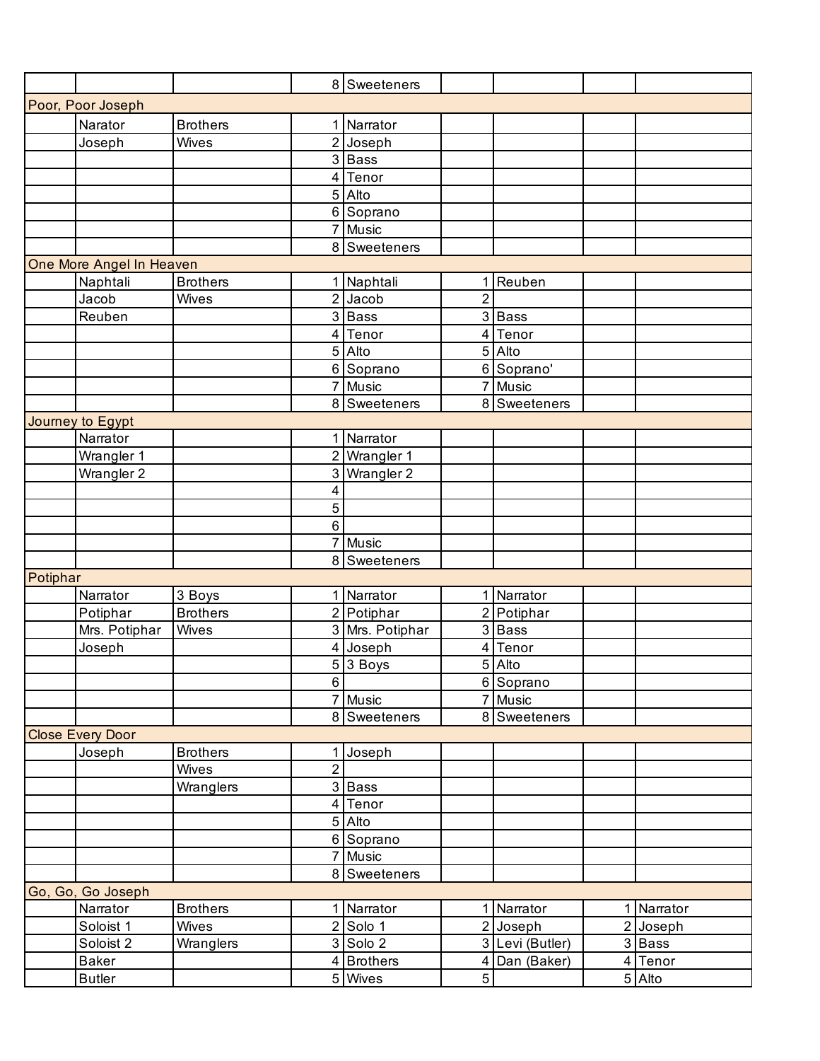| | | | | | | | | |
|---|---|---|---|---|---|---|---|---|
| | | | 8 | Sweeteners | | | | |
| Poor, Poor Joseph | | | | | | | | |
| | Narator | Brothers | 1 | Narrator | | | | |
| | Joseph | Wives | 2 | Joseph | | | | |
| | | | 3 | Bass | | | | |
| | | | 4 | Tenor | | | | |
| | | | 5 | Alto | | | | |
| | | | 6 | Soprano | | | | |
| | | | 7 | Music | | | | |
| | | | 8 | Sweeteners | | | | |
| One More Angel In Heaven | | | | | | | | |
| | Naphtali | Brothers | 1 | Naphtali | 1 | Reuben | | |
| | Jacob | Wives | 2 | Jacob | 2 | | | |
| | Reuben | | 3 | Bass | 3 | Bass | | |
| | | | 4 | Tenor | 4 | Tenor | | |
| | | | 5 | Alto | 5 | Alto | | |
| | | | 6 | Soprano | 6 | Soprano' | | |
| | | | 7 | Music | 7 | Music | | |
| | | | 8 | Sweeteners | 8 | Sweeteners | | |
| Journey to Egypt | | | | | | | | |
| | Narrator | | 1 | Narrator | | | | |
| | Wrangler 1 | | 2 | Wrangler 1 | | | | |
| | Wrangler 2 | | 3 | Wrangler 2 | | | | |
| | | | 4 | | | | | |
| | | | 5 | | | | | |
| | | | 6 | | | | | |
| | | | 7 | Music | | | | |
| | | | 8 | Sweeteners | | | | |
| Potiphar | | | | | | | | |
| | Narrator | 3 Boys | 1 | Narrator | 1 | Narrator | | |
| | Potiphar | Brothers | 2 | Potiphar | 2 | Potiphar | | |
| | Mrs. Potiphar | Wives | 3 | Mrs. Potiphar | 3 | Bass | | |
| | Joseph | | 4 | Joseph | 4 | Tenor | | |
| | | | 5 | 3 Boys | 5 | Alto | | |
| | | | 6 | | 6 | Soprano | | |
| | | | 7 | Music | 7 | Music | | |
| | | | 8 | Sweeteners | 8 | Sweeteners | | |
| Close Every Door | | | | | | | | |
| | Joseph | Brothers | 1 | Joseph | | | | |
| | | Wives | 2 | | | | | |
| | | Wranglers | 3 | Bass | | | | |
| | | | 4 | Tenor | | | | |
| | | | 5 | Alto | | | | |
| | | | 6 | Soprano | | | | |
| | | | 7 | Music | | | | |
| | | | 8 | Sweeteners | | | | |
| Go, Go, Go Joseph | | | | | | | | |
| | Narrator | Brothers | 1 | Narrator | 1 | Narrator | 1 | Narrator |
| | Soloist 1 | Wives | 2 | Solo 1 | 2 | Joseph | 2 | Joseph |
| | Soloist 2 | Wranglers | 3 | Solo 2 | 3 | Levi (Butler) | 3 | Bass |
| | Baker | | 4 | Brothers | 4 | Dan (Baker) | 4 | Tenor |
| | Butler | | 5 | Wives | 5 | | 5 | Alto |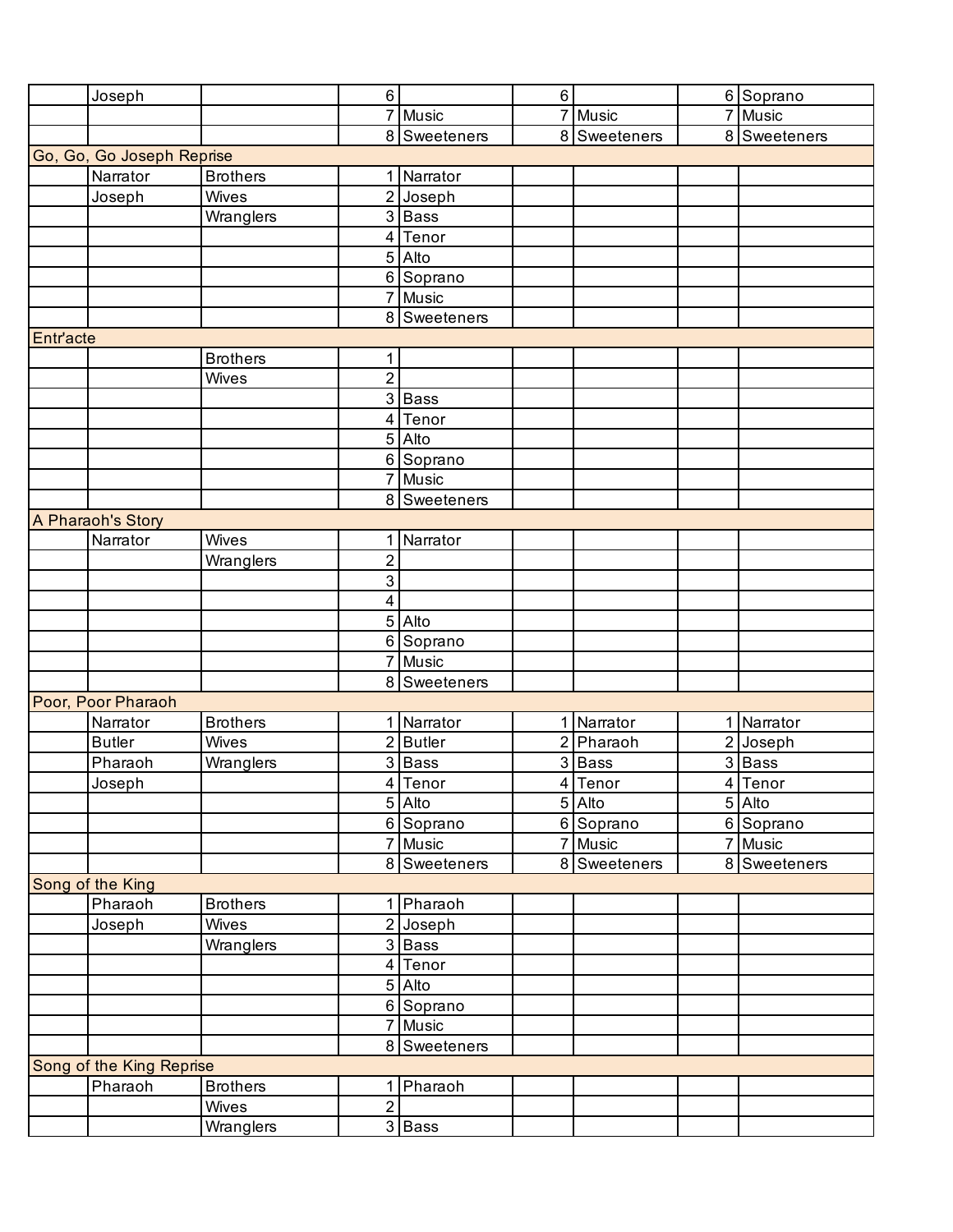| | | | | | | | | |
|---|---|---|---|---|---|---|---|---|
| | Joseph | | 6 | | 6 | | 6 | Soprano |
| | | | 7 | Music | 7 | Music | 7 | Music |
| | | | 8 | Sweeteners | 8 | Sweeteners | 8 | Sweeteners |
| Go, Go, Go Joseph Reprise | | | | | | | | |
| | Narrator | Brothers | 1 | Narrator | | | | |
| | Joseph | Wives | 2 | Joseph | | | | |
| | | Wranglers | 3 | Bass | | | | |
| | | | 4 | Tenor | | | | |
| | | | 5 | Alto | | | | |
| | | | 6 | Soprano | | | | |
| | | | 7 | Music | | | | |
| | | | 8 | Sweeteners | | | | |
| Entr'acte | | | | | | | | |
| | | Brothers | 1 | | | | | |
| | | Wives | 2 | | | | | |
| | | | 3 | Bass | | | | |
| | | | 4 | Tenor | | | | |
| | | | 5 | Alto | | | | |
| | | | 6 | Soprano | | | | |
| | | | 7 | Music | | | | |
| | | | 8 | Sweeteners | | | | |
| A Pharaoh's Story | | | | | | | | |
| | Narrator | Wives | 1 | Narrator | | | | |
| | | Wranglers | 2 | | | | | |
| | | | 3 | | | | | |
| | | | 4 | | | | | |
| | | | 5 | Alto | | | | |
| | | | 6 | Soprano | | | | |
| | | | 7 | Music | | | | |
| | | | 8 | Sweeteners | | | | |
| Poor, Poor Pharaoh | | | | | | | | |
| | Narrator | Brothers | 1 | Narrator | 1 | Narrator | 1 | Narrator |
| | Butler | Wives | 2 | Butler | 2 | Pharaoh | 2 | Joseph |
| | Pharaoh | Wranglers | 3 | Bass | 3 | Bass | 3 | Bass |
| | Joseph | | 4 | Tenor | 4 | Tenor | 4 | Tenor |
| | | | 5 | Alto | 5 | Alto | 5 | Alto |
| | | | 6 | Soprano | 6 | Soprano | 6 | Soprano |
| | | | 7 | Music | 7 | Music | 7 | Music |
| | | | 8 | Sweeteners | 8 | Sweeteners | 8 | Sweeteners |
| Song of the King | | | | | | | | |
| | Pharaoh | Brothers | 1 | Pharaoh | | | | |
| | Joseph | Wives | 2 | Joseph | | | | |
| | | Wranglers | 3 | Bass | | | | |
| | | | 4 | Tenor | | | | |
| | | | 5 | Alto | | | | |
| | | | 6 | Soprano | | | | |
| | | | 7 | Music | | | | |
| | | | 8 | Sweeteners | | | | |
| Song of the King Reprise | | | | | | | | |
| | Pharaoh | Brothers | 1 | Pharaoh | | | | |
| | | Wives | 2 | | | | | |
| | | Wranglers | 3 | Bass | | | | |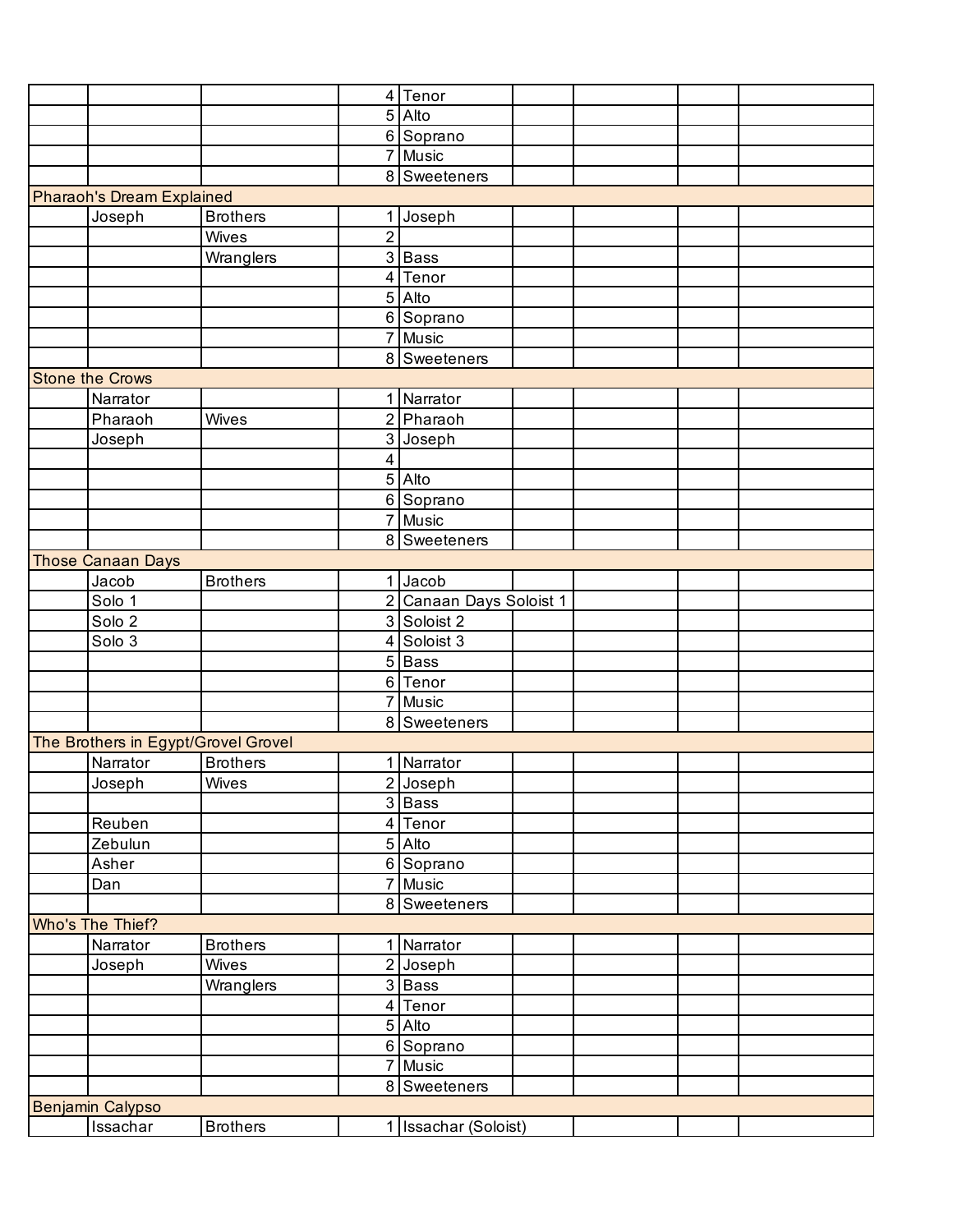| | | | | | | | | |
|---|---|---|---|---|---|---|---|---|
| | | | 4 | Tenor | | | | |
| | | | 5 | Alto | | | | |
| | | | 6 | Soprano | | | | |
| | | | 7 | Music | | | | |
| | | | 8 | Sweeteners | | | | |
| Pharaoh's Dream Explained | | | | | | | | |
| | Joseph | Brothers | 1 | Joseph | | | | |
| | | Wives | 2 | | | | | |
| | | Wranglers | 3 | Bass | | | | |
| | | | 4 | Tenor | | | | |
| | | | 5 | Alto | | | | |
| | | | 6 | Soprano | | | | |
| | | | 7 | Music | | | | |
| | | | 8 | Sweeteners | | | | |
| Stone the Crows | | | | | | | | |
| | Narrator | | 1 | Narrator | | | | |
| | Pharaoh | Wives | 2 | Pharaoh | | | | |
| | Joseph | | 3 | Joseph | | | | |
| | | | 4 | | | | | |
| | | | 5 | Alto | | | | |
| | | | 6 | Soprano | | | | |
| | | | 7 | Music | | | | |
| | | | 8 | Sweeteners | | | | |
| Those Canaan Days | | | | | | | | |
| | Jacob | Brothers | 1 | Jacob | | | | |
| | Solo 1 | | 2 | Canaan Days Soloist 1 | | | | |
| | Solo 2 | | 3 | Soloist 2 | | | | |
| | Solo 3 | | 4 | Soloist 3 | | | | |
| | | | 5 | Bass | | | | |
| | | | 6 | Tenor | | | | |
| | | | 7 | Music | | | | |
| | | | 8 | Sweeteners | | | | |
| The Brothers in Egypt/Grovel Grovel | | | | | | | | |
| | Narrator | Brothers | 1 | Narrator | | | | |
| | Joseph | Wives | 2 | Joseph | | | | |
| | | | 3 | Bass | | | | |
| | Reuben | | 4 | Tenor | | | | |
| | Zebulun | | 5 | Alto | | | | |
| | Asher | | 6 | Soprano | | | | |
| | Dan | | 7 | Music | | | | |
| | | | 8 | Sweeteners | | | | |
| Who's The Thief? | | | | | | | | |
| | Narrator | Brothers | 1 | Narrator | | | | |
| | Joseph | Wives | 2 | Joseph | | | | |
| | | Wranglers | 3 | Bass | | | | |
| | | | 4 | Tenor | | | | |
| | | | 5 | Alto | | | | |
| | | | 6 | Soprano | | | | |
| | | | 7 | Music | | | | |
| | | | 8 | Sweeteners | | | | |
| Benjamin Calypso | | | | | | | | |
| | Issachar | Brothers | 1 | Issachar (Soloist) | | | | |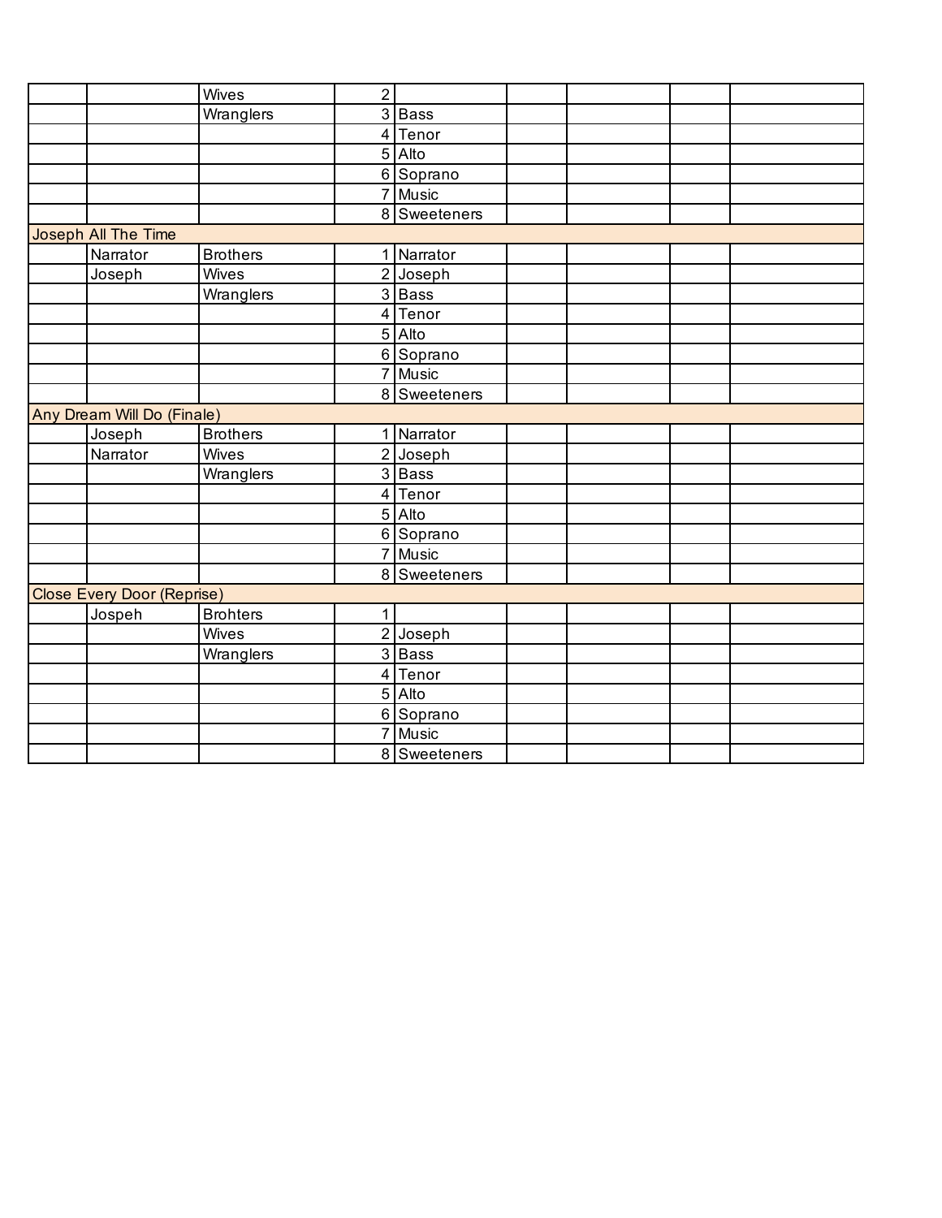| | | | | | | | | |
|---|---|---|---|---|---|---|---|---|
| | | Wives | 2 | | | | | |
| | | Wranglers | 3 | Bass | | | | |
| | | | 4 | Tenor | | | | |
| | | | 5 | Alto | | | | |
| | | | 6 | Soprano | | | | |
| | | | 7 | Music | | | | |
| | | | 8 | Sweeteners | | | | |
| Joseph All The Time | | | | | | | | |
| | Narrator | Brothers | 1 | Narrator | | | | |
| | Joseph | Wives | 2 | Joseph | | | | |
| | | Wranglers | 3 | Bass | | | | |
| | | | 4 | Tenor | | | | |
| | | | 5 | Alto | | | | |
| | | | 6 | Soprano | | | | |
| | | | 7 | Music | | | | |
| | | | 8 | Sweeteners | | | | |
| Any Dream Will Do (Finale) | | | | | | | | |
| | Joseph | Brothers | 1 | Narrator | | | | |
| | Narrator | Wives | 2 | Joseph | | | | |
| | | Wranglers | 3 | Bass | | | | |
| | | | 4 | Tenor | | | | |
| | | | 5 | Alto | | | | |
| | | | 6 | Soprano | | | | |
| | | | 7 | Music | | | | |
| | | | 8 | Sweeteners | | | | |
| Close Every Door (Reprise) | | | | | | | | |
| | Jospeh | Brohters | 1 | | | | | |
| | | Wives | 2 | Joseph | | | | |
| | | Wranglers | 3 | Bass | | | | |
| | | | 4 | Tenor | | | | |
| | | | 5 | Alto | | | | |
| | | | 6 | Soprano | | | | |
| | | | 7 | Music | | | | |
| | | | 8 | Sweeteners | | | | |